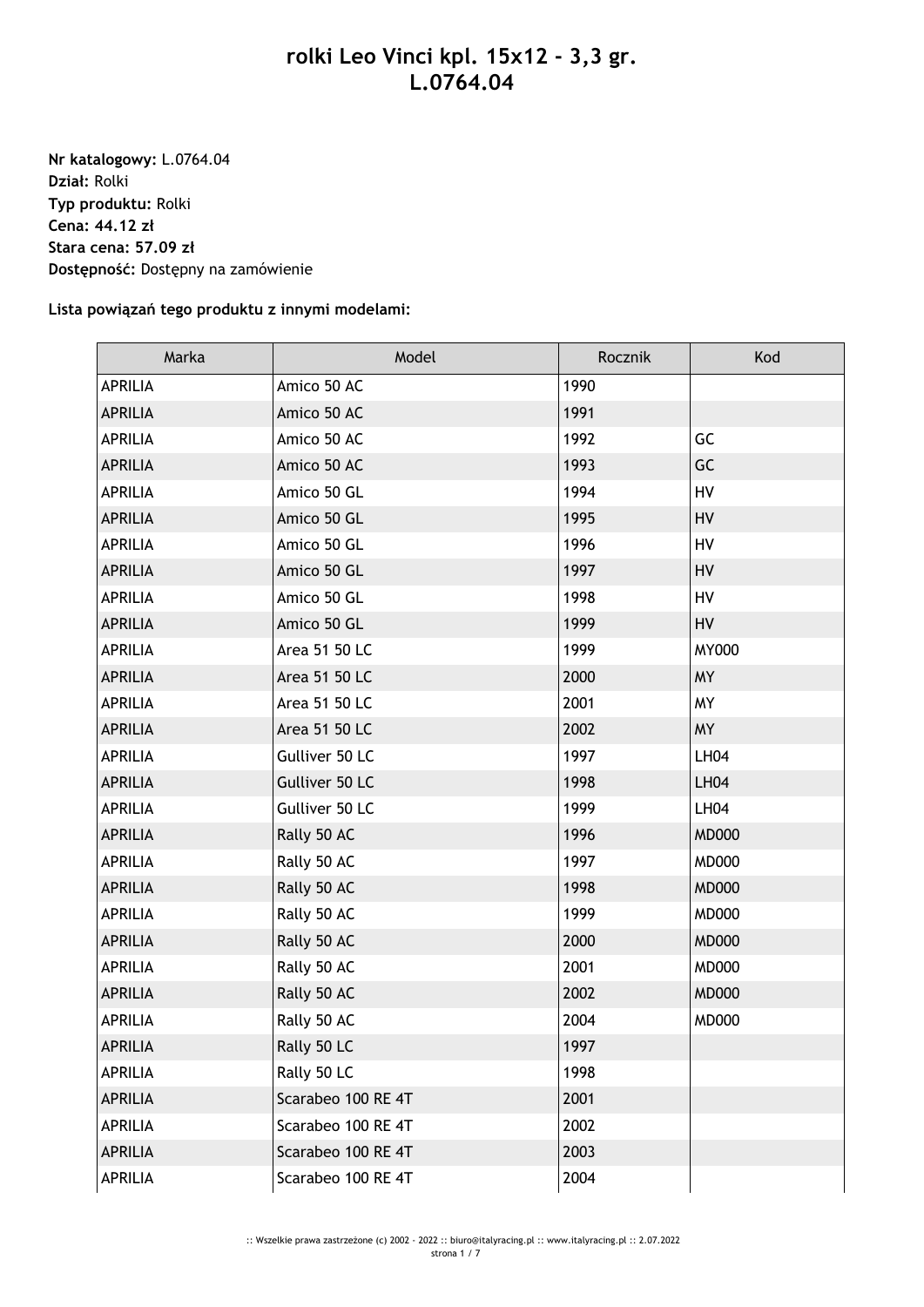# rolki Leo Vinci kpl. 15x12 - 3,3 gr. L.0764.04

**Nr katalogowy:** L.0764.04
**Dział:** Rolki
**Typ produktu:** Rolki
**Cena: 44.12 zł**
**Stara cena: 57.09 zł**
**Dostępność:** Dostępny na zamówienie

**Lista powiązań tego produktu z innymi modelami:**

| Marka | Model | Rocznik | Kod |
|---|---|---|---|
| APRILIA | Amico 50 AC | 1990 | |
| APRILIA | Amico 50 AC | 1991 | |
| APRILIA | Amico 50 AC | 1992 | GC |
| APRILIA | Amico 50 AC | 1993 | GC |
| APRILIA | Amico 50 GL | 1994 | HV |
| APRILIA | Amico 50 GL | 1995 | HV |
| APRILIA | Amico 50 GL | 1996 | HV |
| APRILIA | Amico 50 GL | 1997 | HV |
| APRILIA | Amico 50 GL | 1998 | HV |
| APRILIA | Amico 50 GL | 1999 | HV |
| APRILIA | Area 51 50 LC | 1999 | MY000 |
| APRILIA | Area 51 50 LC | 2000 | MY |
| APRILIA | Area 51 50 LC | 2001 | MY |
| APRILIA | Area 51 50 LC | 2002 | MY |
| APRILIA | Gulliver 50 LC | 1997 | LH04 |
| APRILIA | Gulliver 50 LC | 1998 | LH04 |
| APRILIA | Gulliver 50 LC | 1999 | LH04 |
| APRILIA | Rally 50 AC | 1996 | MD000 |
| APRILIA | Rally 50 AC | 1997 | MD000 |
| APRILIA | Rally 50 AC | 1998 | MD000 |
| APRILIA | Rally 50 AC | 1999 | MD000 |
| APRILIA | Rally 50 AC | 2000 | MD000 |
| APRILIA | Rally 50 AC | 2001 | MD000 |
| APRILIA | Rally 50 AC | 2002 | MD000 |
| APRILIA | Rally 50 AC | 2004 | MD000 |
| APRILIA | Rally 50 LC | 1997 | |
| APRILIA | Rally 50 LC | 1998 | |
| APRILIA | Scarabeo 100 RE 4T | 2001 | |
| APRILIA | Scarabeo 100 RE 4T | 2002 | |
| APRILIA | Scarabeo 100 RE 4T | 2003 | |
| APRILIA | Scarabeo 100 RE 4T | 2004 | |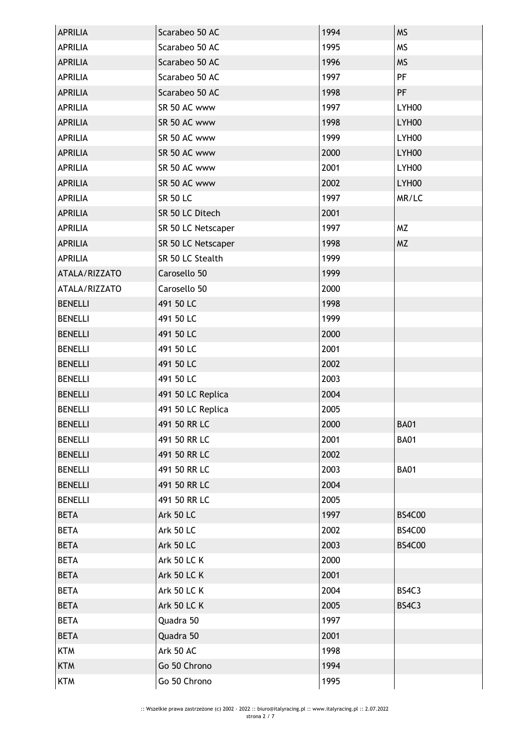| | | | |
|---|---|---|---|
| APRILIA | Scarabeo 50 AC | 1994 | MS |
| APRILIA | Scarabeo 50 AC | 1995 | MS |
| APRILIA | Scarabeo 50 AC | 1996 | MS |
| APRILIA | Scarabeo 50 AC | 1997 | PF |
| APRILIA | Scarabeo 50 AC | 1998 | PF |
| APRILIA | SR 50 AC www | 1997 | LYH00 |
| APRILIA | SR 50 AC www | 1998 | LYH00 |
| APRILIA | SR 50 AC www | 1999 | LYH00 |
| APRILIA | SR 50 AC www | 2000 | LYH00 |
| APRILIA | SR 50 AC www | 2001 | LYH00 |
| APRILIA | SR 50 AC www | 2002 | LYH00 |
| APRILIA | SR 50 LC | 1997 | MR/LC |
| APRILIA | SR 50 LC Ditech | 2001 | |
| APRILIA | SR 50 LC Netscaper | 1997 | MZ |
| APRILIA | SR 50 LC Netscaper | 1998 | MZ |
| APRILIA | SR 50 LC Stealth | 1999 | |
| ATALA/RIZZATO | Carosello 50 | 1999 | |
| ATALA/RIZZATO | Carosello 50 | 2000 | |
| BENELLI | 491 50 LC | 1998 | |
| BENELLI | 491 50 LC | 1999 | |
| BENELLI | 491 50 LC | 2000 | |
| BENELLI | 491 50 LC | 2001 | |
| BENELLI | 491 50 LC | 2002 | |
| BENELLI | 491 50 LC | 2003 | |
| BENELLI | 491 50 LC Replica | 2004 | |
| BENELLI | 491 50 LC Replica | 2005 | |
| BENELLI | 491 50 RR LC | 2000 | BA01 |
| BENELLI | 491 50 RR LC | 2001 | BA01 |
| BENELLI | 491 50 RR LC | 2002 | |
| BENELLI | 491 50 RR LC | 2003 | BA01 |
| BENELLI | 491 50 RR LC | 2004 | |
| BENELLI | 491 50 RR LC | 2005 | |
| BETA | Ark 50 LC | 1997 | BS4C00 |
| BETA | Ark 50 LC | 2002 | BS4C00 |
| BETA | Ark 50 LC | 2003 | BS4C00 |
| BETA | Ark 50 LC K | 2000 | |
| BETA | Ark 50 LC K | 2001 | |
| BETA | Ark 50 LC K | 2004 | BS4C3 |
| BETA | Ark 50 LC K | 2005 | BS4C3 |
| BETA | Quadra 50 | 1997 | |
| BETA | Quadra 50 | 2001 | |
| KTM | Ark 50 AC | 1998 | |
| KTM | Go 50 Chrono | 1994 | |
| KTM | Go 50 Chrono | 1995 | |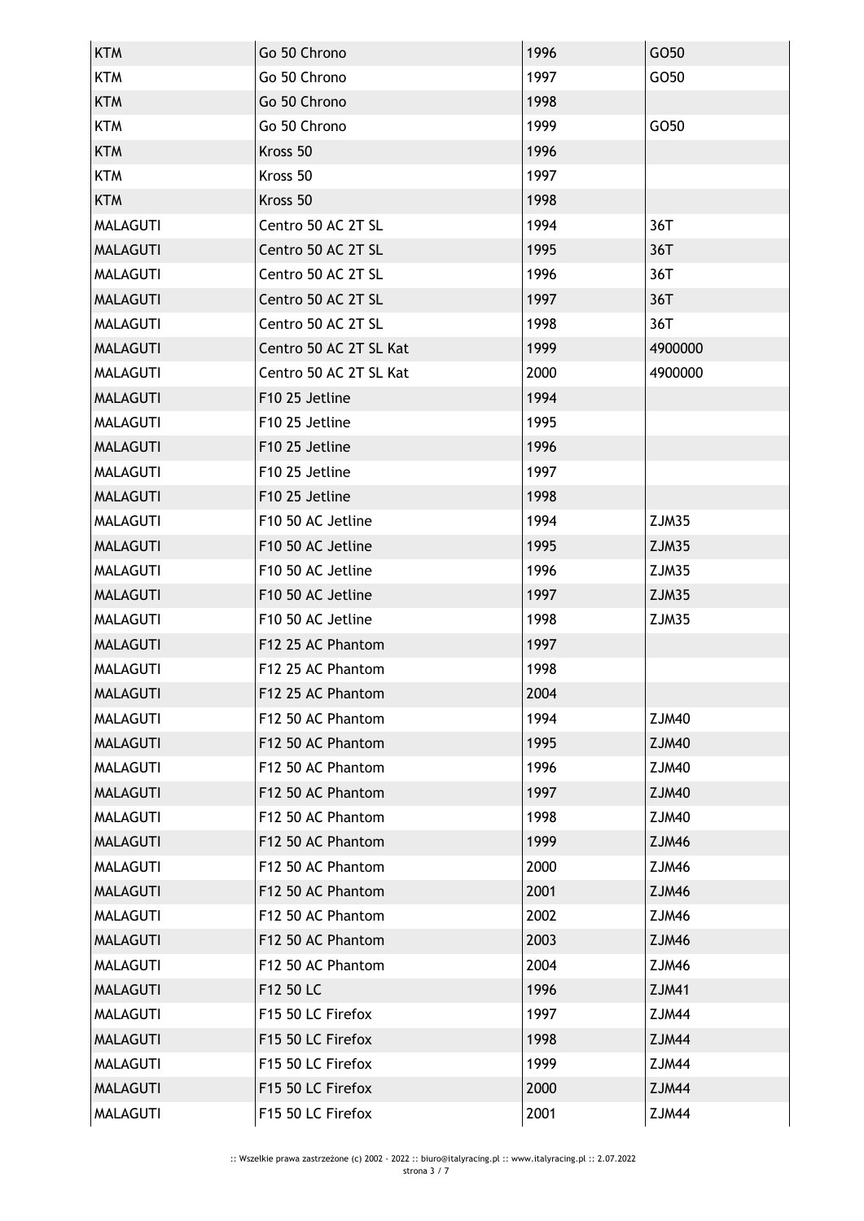| KTM | Go 50 Chrono | 1996 | GO50 |
|---|---|---|---|
| KTM | Go 50 Chrono | 1997 | GO50 |
| KTM | Go 50 Chrono | 1998 | |
| KTM | Go 50 Chrono | 1999 | GO50 |
| KTM | Kross 50 | 1996 | |
| KTM | Kross 50 | 1997 | |
| KTM | Kross 50 | 1998 | |
| MALAGUTI | Centro 50 AC 2T SL | 1994 | 36T |
| MALAGUTI | Centro 50 AC 2T SL | 1995 | 36T |
| MALAGUTI | Centro 50 AC 2T SL | 1996 | 36T |
| MALAGUTI | Centro 50 AC 2T SL | 1997 | 36T |
| MALAGUTI | Centro 50 AC 2T SL | 1998 | 36T |
| MALAGUTI | Centro 50 AC 2T SL Kat | 1999 | 4900000 |
| MALAGUTI | Centro 50 AC 2T SL Kat | 2000 | 4900000 |
| MALAGUTI | F10 25 Jetline | 1994 | |
| MALAGUTI | F10 25 Jetline | 1995 | |
| MALAGUTI | F10 25 Jetline | 1996 | |
| MALAGUTI | F10 25 Jetline | 1997 | |
| MALAGUTI | F10 25 Jetline | 1998 | |
| MALAGUTI | F10 50 AC Jetline | 1994 | ZJM35 |
| MALAGUTI | F10 50 AC Jetline | 1995 | ZJM35 |
| MALAGUTI | F10 50 AC Jetline | 1996 | ZJM35 |
| MALAGUTI | F10 50 AC Jetline | 1997 | ZJM35 |
| MALAGUTI | F10 50 AC Jetline | 1998 | ZJM35 |
| MALAGUTI | F12 25 AC Phantom | 1997 | |
| MALAGUTI | F12 25 AC Phantom | 1998 | |
| MALAGUTI | F12 25 AC Phantom | 2004 | |
| MALAGUTI | F12 50 AC Phantom | 1994 | ZJM40 |
| MALAGUTI | F12 50 AC Phantom | 1995 | ZJM40 |
| MALAGUTI | F12 50 AC Phantom | 1996 | ZJM40 |
| MALAGUTI | F12 50 AC Phantom | 1997 | ZJM40 |
| MALAGUTI | F12 50 AC Phantom | 1998 | ZJM40 |
| MALAGUTI | F12 50 AC Phantom | 1999 | ZJM46 |
| MALAGUTI | F12 50 AC Phantom | 2000 | ZJM46 |
| MALAGUTI | F12 50 AC Phantom | 2001 | ZJM46 |
| MALAGUTI | F12 50 AC Phantom | 2002 | ZJM46 |
| MALAGUTI | F12 50 AC Phantom | 2003 | ZJM46 |
| MALAGUTI | F12 50 AC Phantom | 2004 | ZJM46 |
| MALAGUTI | F12 50 LC | 1996 | ZJM41 |
| MALAGUTI | F15 50 LC Firefox | 1997 | ZJM44 |
| MALAGUTI | F15 50 LC Firefox | 1998 | ZJM44 |
| MALAGUTI | F15 50 LC Firefox | 1999 | ZJM44 |
| MALAGUTI | F15 50 LC Firefox | 2000 | ZJM44 |
| MALAGUTI | F15 50 LC Firefox | 2001 | ZJM44 |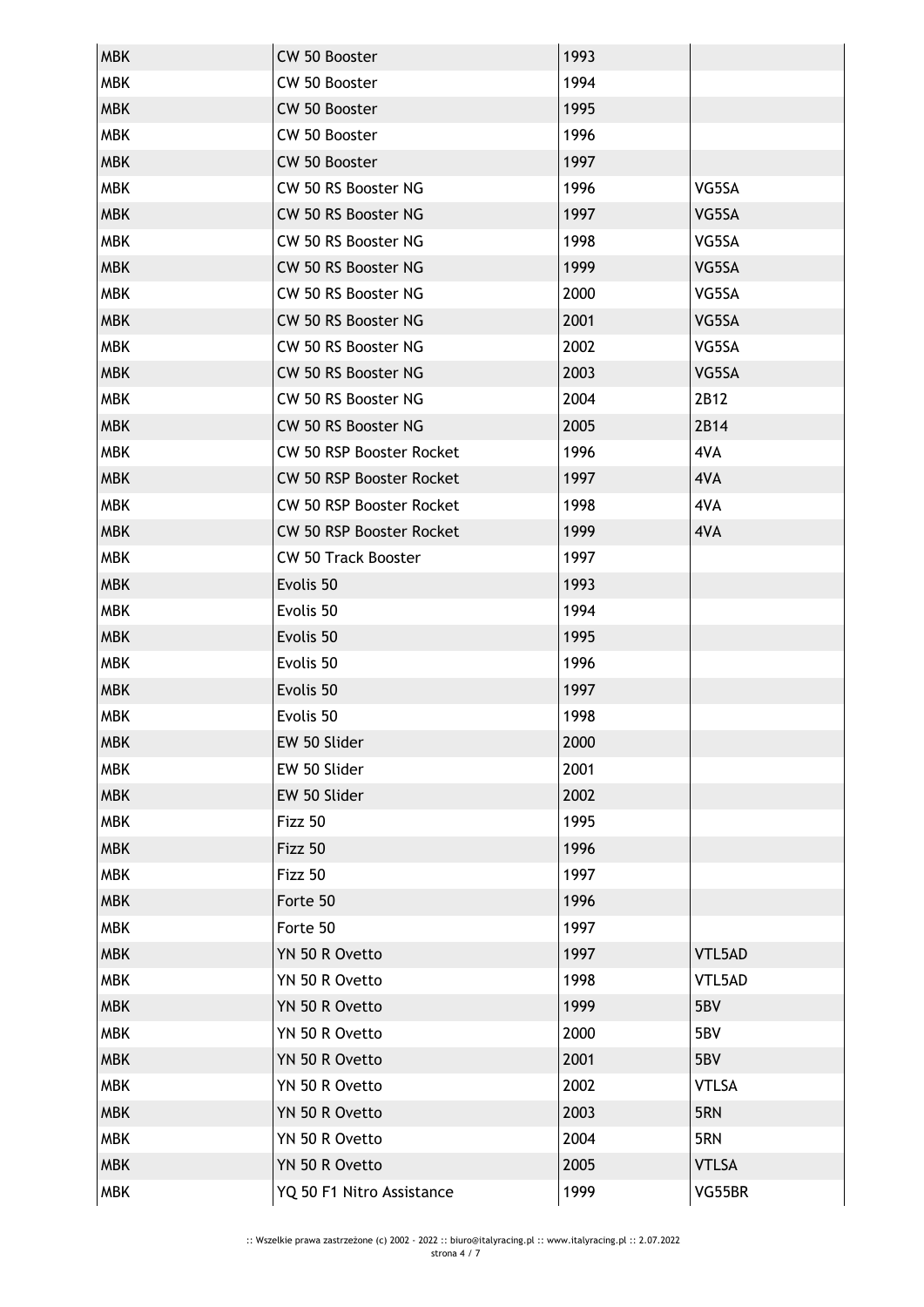| MBK | CW 50 Booster | 1993 | |
|---|---|---|---|
| MBK | CW 50 Booster | 1994 | |
| MBK | CW 50 Booster | 1995 | |
| MBK | CW 50 Booster | 1996 | |
| MBK | CW 50 Booster | 1997 | |
| MBK | CW 50 RS Booster NG | 1996 | VG5SA |
| MBK | CW 50 RS Booster NG | 1997 | VG5SA |
| MBK | CW 50 RS Booster NG | 1998 | VG5SA |
| MBK | CW 50 RS Booster NG | 1999 | VG5SA |
| MBK | CW 50 RS Booster NG | 2000 | VG5SA |
| MBK | CW 50 RS Booster NG | 2001 | VG5SA |
| MBK | CW 50 RS Booster NG | 2002 | VG5SA |
| MBK | CW 50 RS Booster NG | 2003 | VG5SA |
| MBK | CW 50 RS Booster NG | 2004 | 2B12 |
| MBK | CW 50 RS Booster NG | 2005 | 2B14 |
| MBK | CW 50 RSP Booster Rocket | 1996 | 4VA |
| MBK | CW 50 RSP Booster Rocket | 1997 | 4VA |
| MBK | CW 50 RSP Booster Rocket | 1998 | 4VA |
| MBK | CW 50 RSP Booster Rocket | 1999 | 4VA |
| MBK | CW 50 Track Booster | 1997 | |
| MBK | Evolis 50 | 1993 | |
| MBK | Evolis 50 | 1994 | |
| MBK | Evolis 50 | 1995 | |
| MBK | Evolis 50 | 1996 | |
| MBK | Evolis 50 | 1997 | |
| MBK | Evolis 50 | 1998 | |
| MBK | EW 50 Slider | 2000 | |
| MBK | EW 50 Slider | 2001 | |
| MBK | EW 50 Slider | 2002 | |
| MBK | Fizz 50 | 1995 | |
| MBK | Fizz 50 | 1996 | |
| MBK | Fizz 50 | 1997 | |
| MBK | Forte 50 | 1996 | |
| MBK | Forte 50 | 1997 | |
| MBK | YN 50 R Ovetto | 1997 | VTL5AD |
| MBK | YN 50 R Ovetto | 1998 | VTL5AD |
| MBK | YN 50 R Ovetto | 1999 | 5BV |
| MBK | YN 50 R Ovetto | 2000 | 5BV |
| MBK | YN 50 R Ovetto | 2001 | 5BV |
| MBK | YN 50 R Ovetto | 2002 | VTLSA |
| MBK | YN 50 R Ovetto | 2003 | 5RN |
| MBK | YN 50 R Ovetto | 2004 | 5RN |
| MBK | YN 50 R Ovetto | 2005 | VTLSA |
| MBK | YQ 50 F1 Nitro Assistance | 1999 | VG55BR |

:: Wszelkie prawa zastrzeżone (c) 2002 - 2022 :: biuro@italyracing.pl :: www.italyracing.pl :: 2.07.2022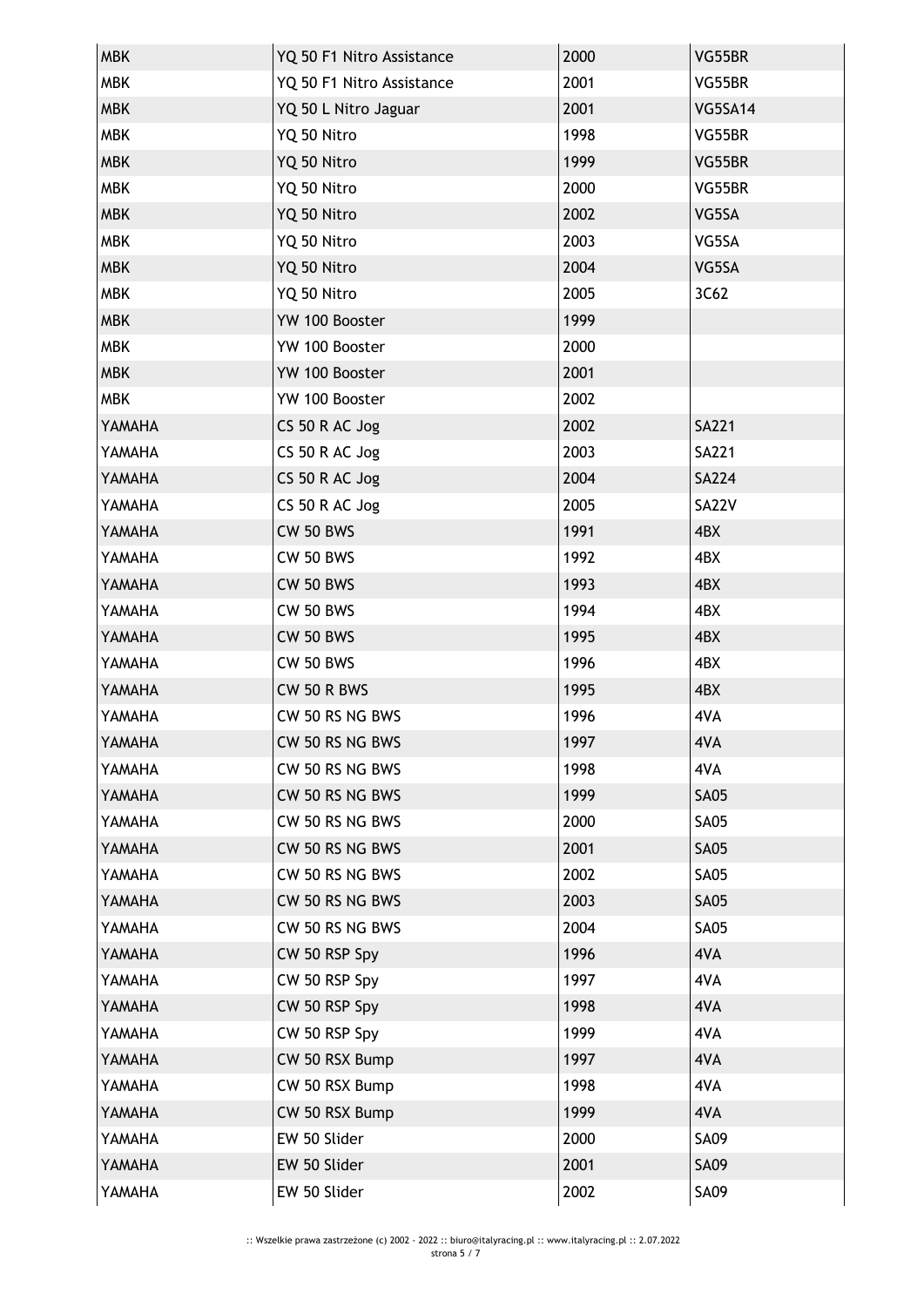| MBK | YQ 50 F1 Nitro Assistance | 2000 | VG55BR |
|---|---|---|---|
| MBK | YQ 50 F1 Nitro Assistance | 2001 | VG55BR |
| MBK | YQ 50 L Nitro Jaguar | 2001 | VG5SA14 |
| MBK | YQ 50 Nitro | 1998 | VG55BR |
| MBK | YQ 50 Nitro | 1999 | VG55BR |
| MBK | YQ 50 Nitro | 2000 | VG55BR |
| MBK | YQ 50 Nitro | 2002 | VG5SA |
| MBK | YQ 50 Nitro | 2003 | VG5SA |
| MBK | YQ 50 Nitro | 2004 | VG5SA |
| MBK | YQ 50 Nitro | 2005 | 3C62 |
| MBK | YW 100 Booster | 1999 | |
| MBK | YW 100 Booster | 2000 | |
| MBK | YW 100 Booster | 2001 | |
| MBK | YW 100 Booster | 2002 | |
| YAMAHA | CS 50 R AC Jog | 2002 | SA221 |
| YAMAHA | CS 50 R AC Jog | 2003 | SA221 |
| YAMAHA | CS 50 R AC Jog | 2004 | SA224 |
| YAMAHA | CS 50 R AC Jog | 2005 | SA22V |
| YAMAHA | CW 50 BWS | 1991 | 4BX |
| YAMAHA | CW 50 BWS | 1992 | 4BX |
| YAMAHA | CW 50 BWS | 1993 | 4BX |
| YAMAHA | CW 50 BWS | 1994 | 4BX |
| YAMAHA | CW 50 BWS | 1995 | 4BX |
| YAMAHA | CW 50 BWS | 1996 | 4BX |
| YAMAHA | CW 50 R BWS | 1995 | 4BX |
| YAMAHA | CW 50 RS NG BWS | 1996 | 4VA |
| YAMAHA | CW 50 RS NG BWS | 1997 | 4VA |
| YAMAHA | CW 50 RS NG BWS | 1998 | 4VA |
| YAMAHA | CW 50 RS NG BWS | 1999 | SA05 |
| YAMAHA | CW 50 RS NG BWS | 2000 | SA05 |
| YAMAHA | CW 50 RS NG BWS | 2001 | SA05 |
| YAMAHA | CW 50 RS NG BWS | 2002 | SA05 |
| YAMAHA | CW 50 RS NG BWS | 2003 | SA05 |
| YAMAHA | CW 50 RS NG BWS | 2004 | SA05 |
| YAMAHA | CW 50 RSP Spy | 1996 | 4VA |
| YAMAHA | CW 50 RSP Spy | 1997 | 4VA |
| YAMAHA | CW 50 RSP Spy | 1998 | 4VA |
| YAMAHA | CW 50 RSP Spy | 1999 | 4VA |
| YAMAHA | CW 50 RSX Bump | 1997 | 4VA |
| YAMAHA | CW 50 RSX Bump | 1998 | 4VA |
| YAMAHA | CW 50 RSX Bump | 1999 | 4VA |
| YAMAHA | EW 50 Slider | 2000 | SA09 |
| YAMAHA | EW 50 Slider | 2001 | SA09 |
| YAMAHA | EW 50 Slider | 2002 | SA09 |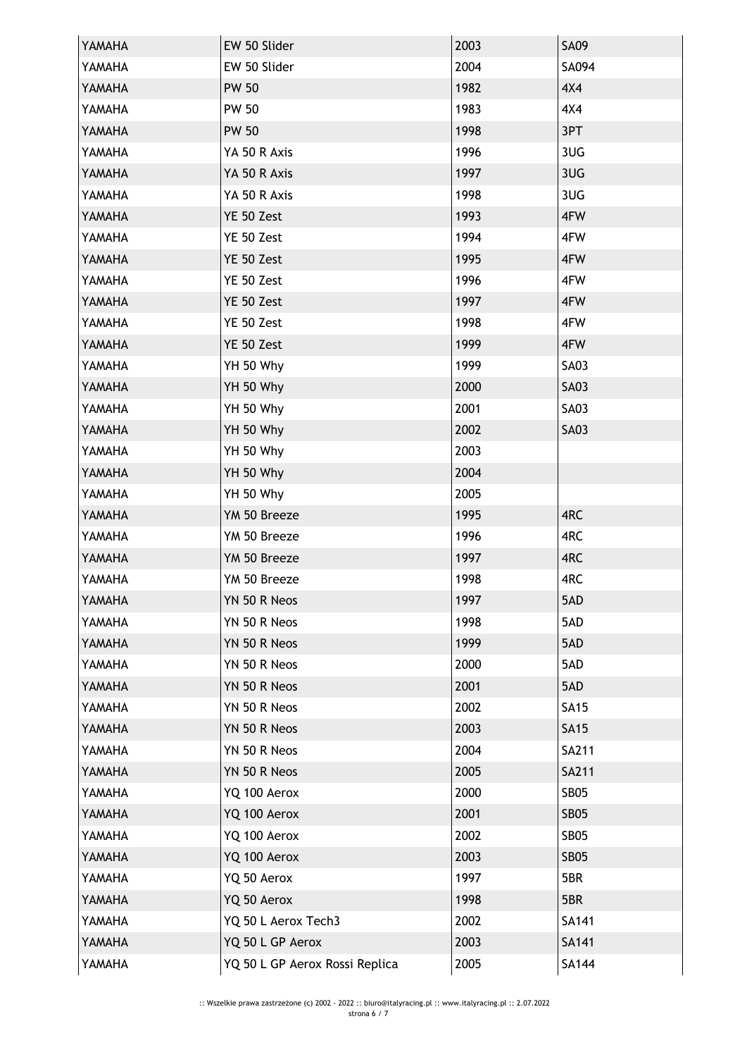| | | | |
|---|---|---|---|
| YAMAHA | EW 50 Slider | 2003 | SA09 |
| YAMAHA | EW 50 Slider | 2004 | SA094 |
| YAMAHA | PW 50 | 1982 | 4X4 |
| YAMAHA | PW 50 | 1983 | 4X4 |
| YAMAHA | PW 50 | 1998 | 3PT |
| YAMAHA | YA 50 R Axis | 1996 | 3UG |
| YAMAHA | YA 50 R Axis | 1997 | 3UG |
| YAMAHA | YA 50 R Axis | 1998 | 3UG |
| YAMAHA | YE 50 Zest | 1993 | 4FW |
| YAMAHA | YE 50 Zest | 1994 | 4FW |
| YAMAHA | YE 50 Zest | 1995 | 4FW |
| YAMAHA | YE 50 Zest | 1996 | 4FW |
| YAMAHA | YE 50 Zest | 1997 | 4FW |
| YAMAHA | YE 50 Zest | 1998 | 4FW |
| YAMAHA | YE 50 Zest | 1999 | 4FW |
| YAMAHA | YH 50 Why | 1999 | SA03 |
| YAMAHA | YH 50 Why | 2000 | SA03 |
| YAMAHA | YH 50 Why | 2001 | SA03 |
| YAMAHA | YH 50 Why | 2002 | SA03 |
| YAMAHA | YH 50 Why | 2003 | |
| YAMAHA | YH 50 Why | 2004 | |
| YAMAHA | YH 50 Why | 2005 | |
| YAMAHA | YM 50 Breeze | 1995 | 4RC |
| YAMAHA | YM 50 Breeze | 1996 | 4RC |
| YAMAHA | YM 50 Breeze | 1997 | 4RC |
| YAMAHA | YM 50 Breeze | 1998 | 4RC |
| YAMAHA | YN 50 R Neos | 1997 | 5AD |
| YAMAHA | YN 50 R Neos | 1998 | 5AD |
| YAMAHA | YN 50 R Neos | 1999 | 5AD |
| YAMAHA | YN 50 R Neos | 2000 | 5AD |
| YAMAHA | YN 50 R Neos | 2001 | 5AD |
| YAMAHA | YN 50 R Neos | 2002 | SA15 |
| YAMAHA | YN 50 R Neos | 2003 | SA15 |
| YAMAHA | YN 50 R Neos | 2004 | SA211 |
| YAMAHA | YN 50 R Neos | 2005 | SA211 |
| YAMAHA | YQ 100 Aerox | 2000 | SB05 |
| YAMAHA | YQ 100 Aerox | 2001 | SB05 |
| YAMAHA | YQ 100 Aerox | 2002 | SB05 |
| YAMAHA | YQ 100 Aerox | 2003 | SB05 |
| YAMAHA | YQ 50 Aerox | 1997 | 5BR |
| YAMAHA | YQ 50 Aerox | 1998 | 5BR |
| YAMAHA | YQ 50 L Aerox Tech3 | 2002 | SA141 |
| YAMAHA | YQ 50 L GP Aerox | 2003 | SA141 |
| YAMAHA | YQ 50 L GP Aerox Rossi Replica | 2005 | SA144 |

:: Wszelkie prawa zastrzeżone (c) 2002 - 2022 :: biuro@italyracing.pl :: www.italyracing.pl :: 2.07.2022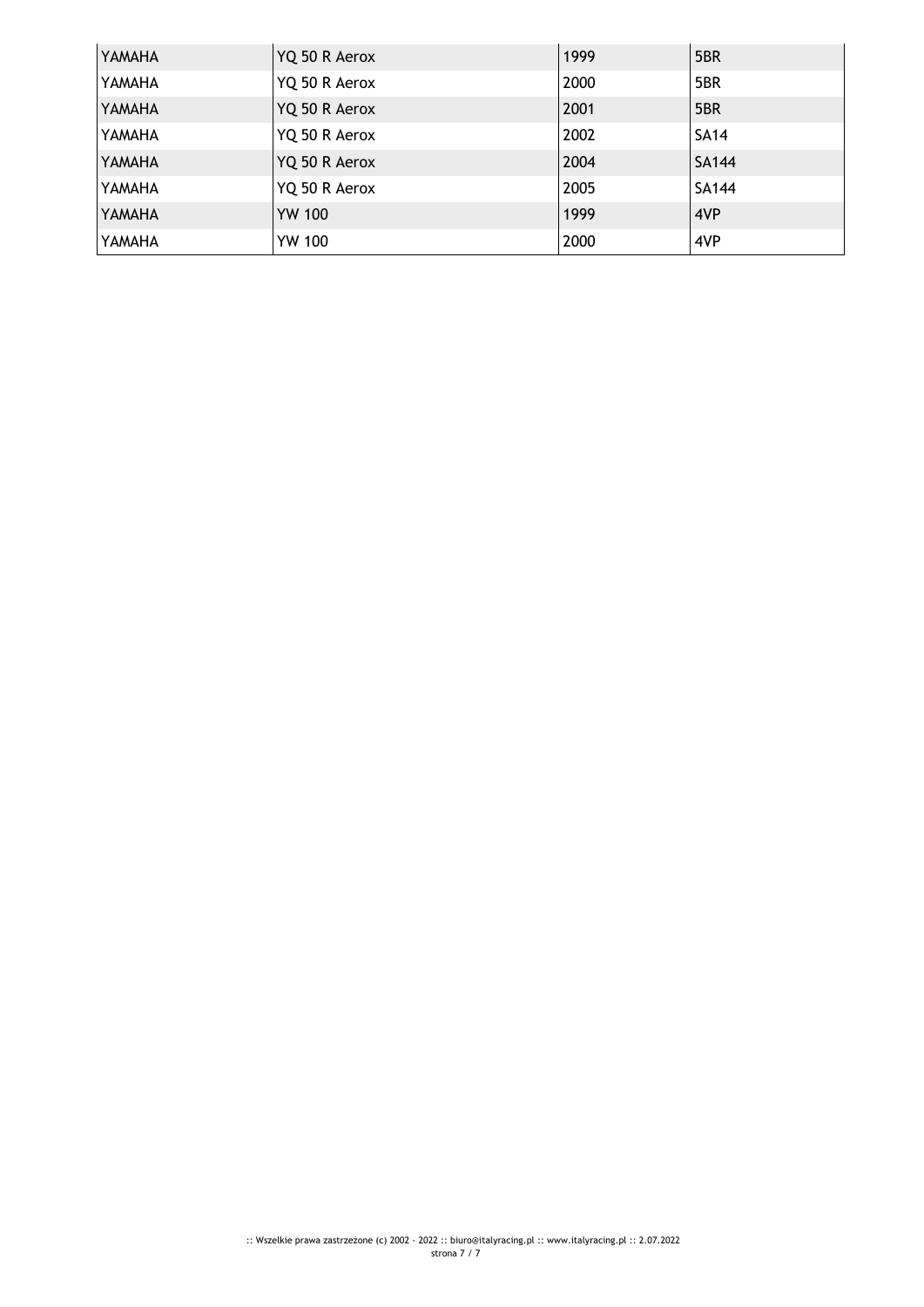| | | | |
|---|---|---|---|
| YAMAHA | YQ 50 R Aerox | 1999 | 5BR |
| YAMAHA | YQ 50 R Aerox | 2000 | 5BR |
| YAMAHA | YQ 50 R Aerox | 2001 | 5BR |
| YAMAHA | YQ 50 R Aerox | 2002 | SA14 |
| YAMAHA | YQ 50 R Aerox | 2004 | SA144 |
| YAMAHA | YQ 50 R Aerox | 2005 | SA144 |
| YAMAHA | YW 100 | 1999 | 4VP |
| YAMAHA | YW 100 | 2000 | 4VP |